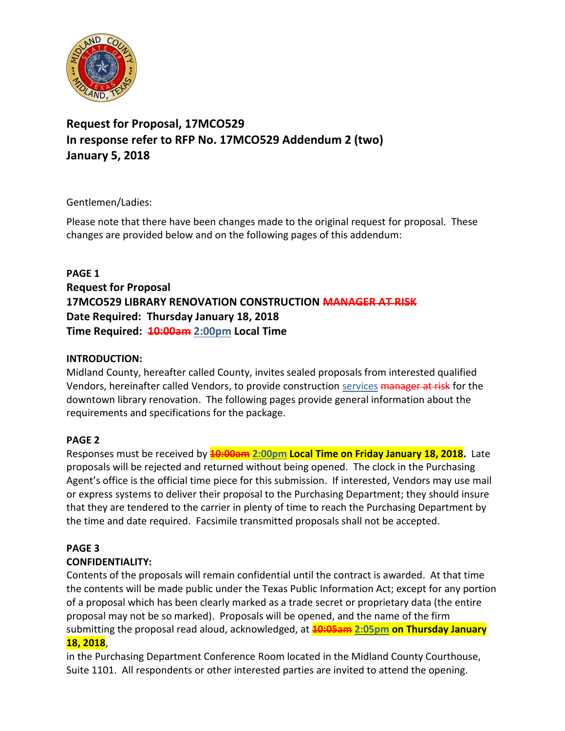# Request for Proposal, 17MCO529
# In response refer to RFP No. 17MCO529 Addendum 2 (two)
# January 5, 2018

Gentlemen/Ladies:

Please note that there have been changes made to the original request for proposal. These changes are provided below and on the following pages of this addendum:

**PAGE 1**
**Request for Proposal**
**17MCO529 LIBRARY RENOVATION CONSTRUCTION ~~MANAGER AT RISK~~**
**Date Required: Thursday January 18, 2018**
**Time Required: ~~10:00am~~ 2:00pm Local Time**

**INTRODUCTION:**
Midland County, hereafter called County, invites sealed proposals from interested qualified Vendors, hereinafter called Vendors, to provide construction services ~~manager at risk~~ for the downtown library renovation. The following pages provide general information about the requirements and specifications for the package.

**PAGE 2**
Responses must be received by **~~10:00am~~ 2:00pm Local Time on Friday January 18, 2018.** Late proposals will be rejected and returned without being opened. The clock in the Purchasing Agent's office is the official time piece for this submission. If interested, Vendors may use mail or express systems to deliver their proposal to the Purchasing Department; they should insure that they are tendered to the carrier in plenty of time to reach the Purchasing Department by the time and date required. Facsimile transmitted proposals shall not be accepted.

**PAGE 3**
**CONFIDENTIALITY:**
Contents of the proposals will remain confidential until the contract is awarded. At that time the contents will be made public under the Texas Public Information Act; except for any portion of a proposal which has been clearly marked as a trade secret or proprietary data (the entire proposal may not be so marked). Proposals will be opened, and the name of the firm submitting the proposal read aloud, acknowledged, at **~~10:05am~~ 2:05pm on Thursday January 18, 2018**,
in the Purchasing Department Conference Room located in the Midland County Courthouse, Suite 1101. All respondents or other interested parties are invited to attend the opening.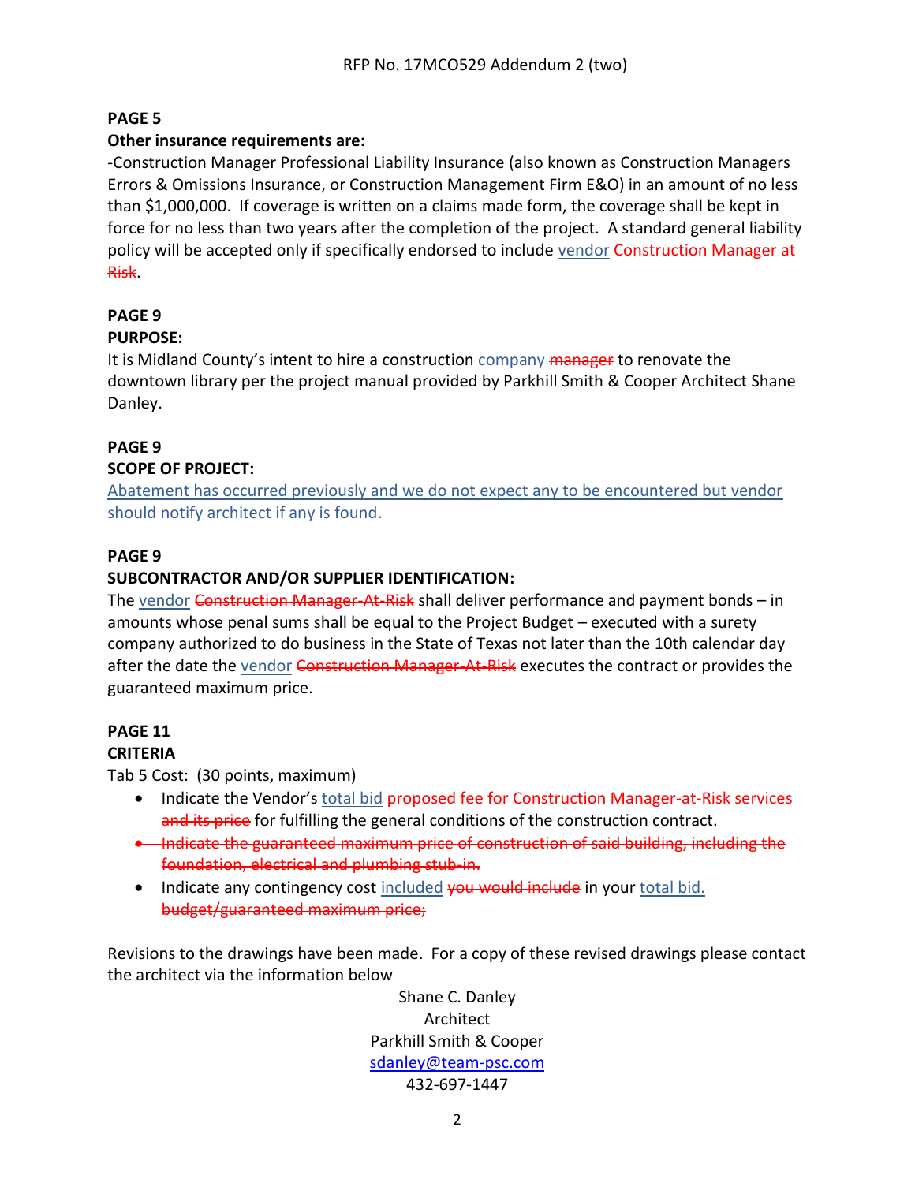**PAGE 5**

**Other insurance requirements are:**

-Construction Manager Professional Liability Insurance (also known as Construction Managers Errors & Omissions Insurance, or Construction Management Firm E&O) in an amount of no less than $1,000,000. If coverage is written on a claims made form, the coverage shall be kept in force for no less than two years after the completion of the project. A standard general liability policy will be accepted only if specifically endorsed to include vendor ~~Construction Manager at Risk~~.

**PAGE 9**

**PURPOSE:**

It is Midland County's intent to hire a construction company ~~manager~~ to renovate the downtown library per the project manual provided by Parkhill Smith & Cooper Architect Shane Danley.

**PAGE 9**

**SCOPE OF PROJECT:**

Abatement has occurred previously and we do not expect any to be encountered but vendor should notify architect if any is found.

**PAGE 9**

**SUBCONTRACTOR AND/OR SUPPLIER IDENTIFICATION:**

The vendor ~~Construction Manager-At-Risk~~ shall deliver performance and payment bonds – in amounts whose penal sums shall be equal to the Project Budget – executed with a surety company authorized to do business in the State of Texas not later than the 10th calendar day after the date the vendor ~~Construction Manager-At-Risk~~ executes the contract or provides the guaranteed maximum price.

**PAGE 11**

**CRITERIA**

Tab 5 Cost: (30 points, maximum)

- Indicate the Vendor's total bid ~~proposed fee for Construction Manager-at-Risk services and its price~~ for fulfilling the general conditions of the construction contract.
- ~~Indicate the guaranteed maximum price of construction of said building, including the foundation, electrical and plumbing stub-in.~~
- Indicate any contingency cost included ~~you would include~~ in your total bid. ~~budget/guaranteed maximum price;~~

Revisions to the drawings have been made. For a copy of these revised drawings please contact the architect via the information below

Shane C. Danley
Architect
Parkhill Smith & Cooper
sdanley@team-psc.com
432-697-1447